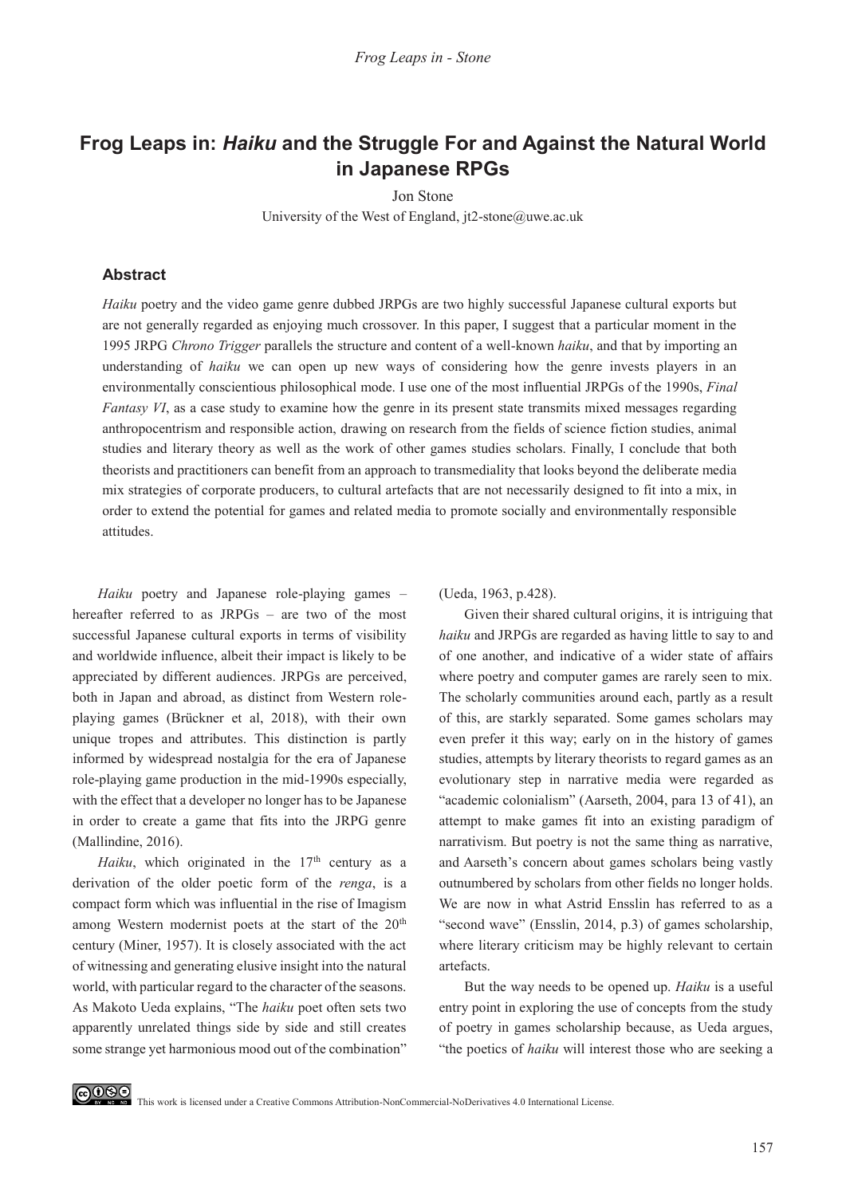# Frog Leaps in: *Haiku* and the Struggle For and Against the Natural World in Japanese RPGs

Jon Stone

University of the West of England, jt2-stone@uwe.ac.uk

### Abstract

*Haiku* poetry and the video game genre dubbed JRPGs are two highly successful Japanese cultural exports but are not generally regarded as enjoying much crossover. In this paper, I suggest that a particular moment in the 1995 JRPG *Chrono Trigger* parallels the structure and content of a well-known *haiku*, and that by importing an understanding of *haiku* we can open up new ways of considering how the genre invests players in an environmentally conscientious philosophical mode. I use one of the most influential JRPGs of the 1990s, *Final Fantasy VI*, as a case study to examine how the genre in its present state transmits mixed messages regarding anthropocentrism and responsible action, drawing on research from the fields of science fiction studies, animal studies and literary theory as well as the work of other games studies scholars. Finally, I conclude that both theorists and practitioners can benefit from an approach to transmediality that looks beyond the deliberate media mix strategies of corporate producers, to cultural artefacts that are not necessarily designed to fit into a mix, in order to extend the potential for games and related media to promote socially and environmentally responsible attitudes.

*Haiku* poetry and Japanese role-playing games – hereafter referred to as JRPGs – are two of the most successful Japanese cultural exports in terms of visibility and worldwide influence, albeit their impact is likely to be appreciated by different audiences. JRPGs are perceived, both in Japan and abroad, as distinct from Western role-playing games (Brückner et al, 2018), with their own unique tropes and attributes. This distinction is partly informed by widespread nostalgia for the era of Japanese role-playing game production in the mid-1990s especially, with the effect that a developer no longer has to be Japanese in order to create a game that fits into the JRPG genre (Mallindine, 2016).

*Haiku*, which originated in the 17th century as a derivation of the older poetic form of the *renga*, is a compact form which was influential in the rise of Imagism among Western modernist poets at the start of the 20th century (Miner, 1957). It is closely associated with the act of witnessing and generating elusive insight into the natural world, with particular regard to the character of the seasons. As Makoto Ueda explains, "The *haiku* poet often sets two apparently unrelated things side by side and still creates some strange yet harmonious mood out of the combination" (Ueda, 1963, p.428).

Given their shared cultural origins, it is intriguing that *haiku* and JRPGs are regarded as having little to say to and of one another, and indicative of a wider state of affairs where poetry and computer games are rarely seen to mix. The scholarly communities around each, partly as a result of this, are starkly separated. Some games scholars may even prefer it this way; early on in the history of games studies, attempts by literary theorists to regard games as an evolutionary step in narrative media were regarded as "academic colonialism" (Aarseth, 2004, para 13 of 41), an attempt to make games fit into an existing paradigm of narrativism. But poetry is not the same thing as narrative, and Aarseth's concern about games scholars being vastly outnumbered by scholars from other fields no longer holds. We are now in what Astrid Ensslin has referred to as a "second wave" (Ensslin, 2014, p.3) of games scholarship, where literary criticism may be highly relevant to certain artefacts.

But the way needs to be opened up. *Haiku* is a useful entry point in exploring the use of concepts from the study of poetry in games scholarship because, as Ueda argues, "the poetics of *haiku* will interest those who are seeking a

This work is licensed under a Creative Commons Attribution-NonCommercial-NoDerivatives 4.0 International License.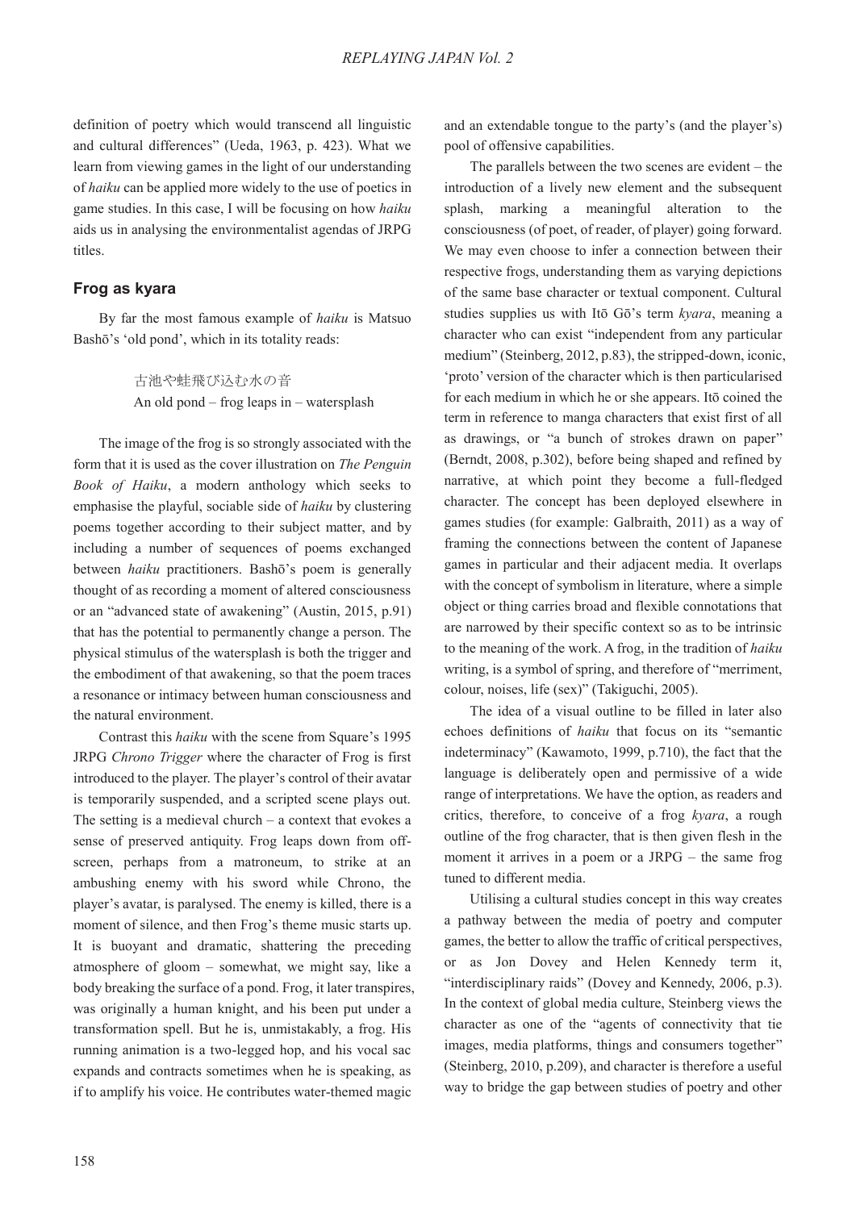definition of poetry which would transcend all linguistic and cultural differences" (Ueda, 1963, p. 423). What we learn from viewing games in the light of our understanding of *haiku* can be applied more widely to the use of poetics in game studies. In this case, I will be focusing on how *haiku* aids us in analysing the environmentalist agendas of JRPG titles.

## Frog as kyara

By far the most famous example of *haiku* is Matsuo Bashō's 'old pond', which in its totality reads:

> 古池や蛙飛び込む水の音
> An old pond – frog leaps in – watersplash

The image of the frog is so strongly associated with the form that it is used as the cover illustration on *The Penguin Book of Haiku*, a modern anthology which seeks to emphasise the playful, sociable side of *haiku* by clustering poems together according to their subject matter, and by including a number of sequences of poems exchanged between *haiku* practitioners. Bashō's poem is generally thought of as recording a moment of altered consciousness or an "advanced state of awakening" (Austin, 2015, p.91) that has the potential to permanently change a person. The physical stimulus of the watersplash is both the trigger and the embodiment of that awakening, so that the poem traces a resonance or intimacy between human consciousness and the natural environment.

Contrast this *haiku* with the scene from Square's 1995 JRPG *Chrono Trigger* where the character of Frog is first introduced to the player. The player's control of their avatar is temporarily suspended, and a scripted scene plays out. The setting is a medieval church – a context that evokes a sense of preserved antiquity. Frog leaps down from off-screen, perhaps from a matroneum, to strike at an ambushing enemy with his sword while Chrono, the player's avatar, is paralysed. The enemy is killed, there is a moment of silence, and then Frog's theme music starts up. It is buoyant and dramatic, shattering the preceding atmosphere of gloom – somewhat, we might say, like a body breaking the surface of a pond. Frog, it later transpires, was originally a human knight, and his been put under a transformation spell. But he is, unmistakably, a frog. His running animation is a two-legged hop, and his vocal sac expands and contracts sometimes when he is speaking, as if to amplify his voice. He contributes water-themed magic and an extendable tongue to the party's (and the player's) pool of offensive capabilities.

The parallels between the two scenes are evident – the introduction of a lively new element and the subsequent splash, marking a meaningful alteration to the consciousness (of poet, of reader, of player) going forward. We may even choose to infer a connection between their respective frogs, understanding them as varying depictions of the same base character or textual component. Cultural studies supplies us with Itō Gō's term *kyara*, meaning a character who can exist "independent from any particular medium" (Steinberg, 2012, p.83), the stripped-down, iconic, 'proto' version of the character which is then particularised for each medium in which he or she appears. Itō coined the term in reference to manga characters that exist first of all as drawings, or "a bunch of strokes drawn on paper" (Berndt, 2008, p.302), before being shaped and refined by narrative, at which point they become a full-fledged character. The concept has been deployed elsewhere in games studies (for example: Galbraith, 2011) as a way of framing the connections between the content of Japanese games in particular and their adjacent media. It overlaps with the concept of symbolism in literature, where a simple object or thing carries broad and flexible connotations that are narrowed by their specific context so as to be intrinsic to the meaning of the work. A frog, in the tradition of *haiku* writing, is a symbol of spring, and therefore of "merriment, colour, noises, life (sex)" (Takiguchi, 2005).

The idea of a visual outline to be filled in later also echoes definitions of *haiku* that focus on its "semantic indeterminacy" (Kawamoto, 1999, p.710), the fact that the language is deliberately open and permissive of a wide range of interpretations. We have the option, as readers and critics, therefore, to conceive of a frog *kyara*, a rough outline of the frog character, that is then given flesh in the moment it arrives in a poem or a JRPG – the same frog tuned to different media.

Utilising a cultural studies concept in this way creates a pathway between the media of poetry and computer games, the better to allow the traffic of critical perspectives, or as Jon Dovey and Helen Kennedy term it, "interdisciplinary raids" (Dovey and Kennedy, 2006, p.3). In the context of global media culture, Steinberg views the character as one of the "agents of connectivity that tie images, media platforms, things and consumers together" (Steinberg, 2010, p.209), and character is therefore a useful way to bridge the gap between studies of poetry and other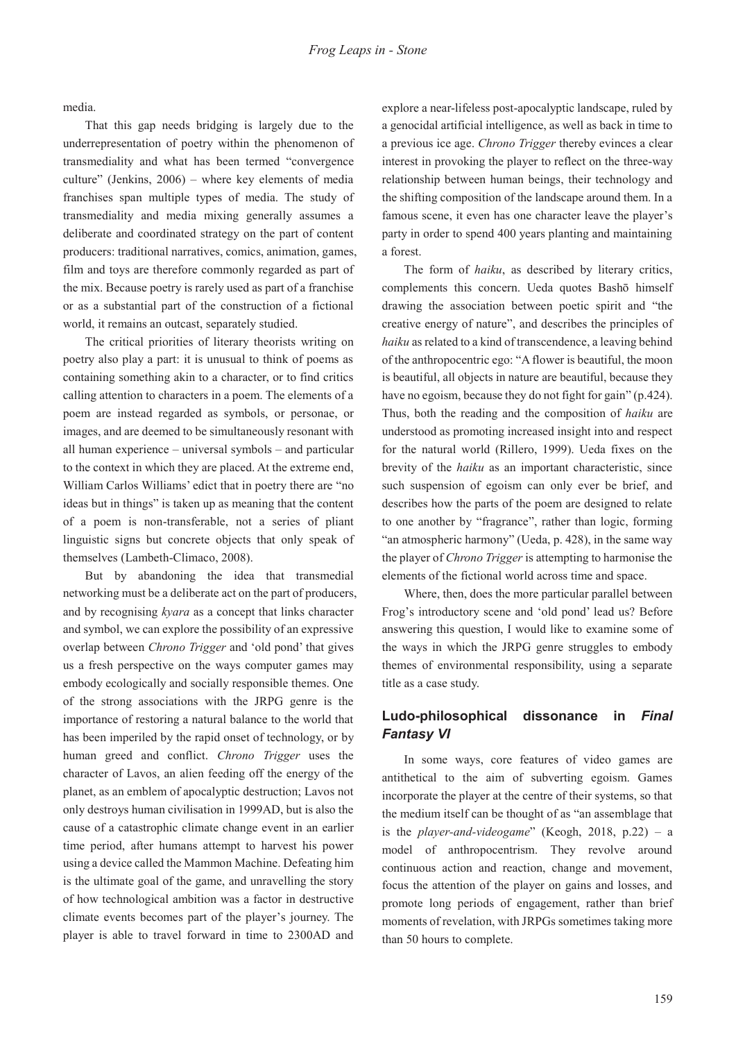media.

That this gap needs bridging is largely due to the underrepresentation of poetry within the phenomenon of transmediality and what has been termed "convergence culture" (Jenkins, 2006) – where key elements of media franchises span multiple types of media. The study of transmediality and media mixing generally assumes a deliberate and coordinated strategy on the part of content producers: traditional narratives, comics, animation, games, film and toys are therefore commonly regarded as part of the mix. Because poetry is rarely used as part of a franchise or as a substantial part of the construction of a fictional world, it remains an outcast, separately studied.

The critical priorities of literary theorists writing on poetry also play a part: it is unusual to think of poems as containing something akin to a character, or to find critics calling attention to characters in a poem. The elements of a poem are instead regarded as symbols, or personae, or images, and are deemed to be simultaneously resonant with all human experience – universal symbols – and particular to the context in which they are placed. At the extreme end, William Carlos Williams' edict that in poetry there are "no ideas but in things" is taken up as meaning that the content of a poem is non-transferable, not a series of pliant linguistic signs but concrete objects that only speak of themselves (Lambeth-Climaco, 2008).

But by abandoning the idea that transmedial networking must be a deliberate act on the part of producers, and by recognising *kyara* as a concept that links character and symbol, we can explore the possibility of an expressive overlap between *Chrono Trigger* and 'old pond' that gives us a fresh perspective on the ways computer games may embody ecologically and socially responsible themes. One of the strong associations with the JRPG genre is the importance of restoring a natural balance to the world that has been imperiled by the rapid onset of technology, or by human greed and conflict. *Chrono Trigger* uses the character of Lavos, an alien feeding off the energy of the planet, as an emblem of apocalyptic destruction; Lavos not only destroys human civilisation in 1999AD, but is also the cause of a catastrophic climate change event in an earlier time period, after humans attempt to harvest his power using a device called the Mammon Machine. Defeating him is the ultimate goal of the game, and unravelling the story of how technological ambition was a factor in destructive climate events becomes part of the player's journey. The player is able to travel forward in time to 2300AD and explore a near-lifeless post-apocalyptic landscape, ruled by a genocidal artificial intelligence, as well as back in time to a previous ice age. *Chrono Trigger* thereby evinces a clear interest in provoking the player to reflect on the three-way relationship between human beings, their technology and the shifting composition of the landscape around them. In a famous scene, it even has one character leave the player's party in order to spend 400 years planting and maintaining a forest.

The form of *haiku*, as described by literary critics, complements this concern. Ueda quotes Bashō himself drawing the association between poetic spirit and "the creative energy of nature", and describes the principles of *haiku* as related to a kind of transcendence, a leaving behind of the anthropocentric ego: "A flower is beautiful, the moon is beautiful, all objects in nature are beautiful, because they have no egoism, because they do not fight for gain" (p.424). Thus, both the reading and the composition of *haiku* are understood as promoting increased insight into and respect for the natural world (Rillero, 1999). Ueda fixes on the brevity of the *haiku* as an important characteristic, since such suspension of egoism can only ever be brief, and describes how the parts of the poem are designed to relate to one another by "fragrance", rather than logic, forming "an atmospheric harmony" (Ueda, p. 428), in the same way the player of *Chrono Trigger* is attempting to harmonise the elements of the fictional world across time and space.

Where, then, does the more particular parallel between Frog's introductory scene and 'old pond' lead us? Before answering this question, I would like to examine some of the ways in which the JRPG genre struggles to embody themes of environmental responsibility, using a separate title as a case study.

## Ludo-philosophical dissonance in *Final Fantasy VI*

In some ways, core features of video games are antithetical to the aim of subverting egoism. Games incorporate the player at the centre of their systems, so that the medium itself can be thought of as "an assemblage that is the *player-and-videogame*" (Keogh, 2018, p.22) – a model of anthropocentrism. They revolve around continuous action and reaction, change and movement, focus the attention of the player on gains and losses, and promote long periods of engagement, rather than brief moments of revelation, with JRPGs sometimes taking more than 50 hours to complete.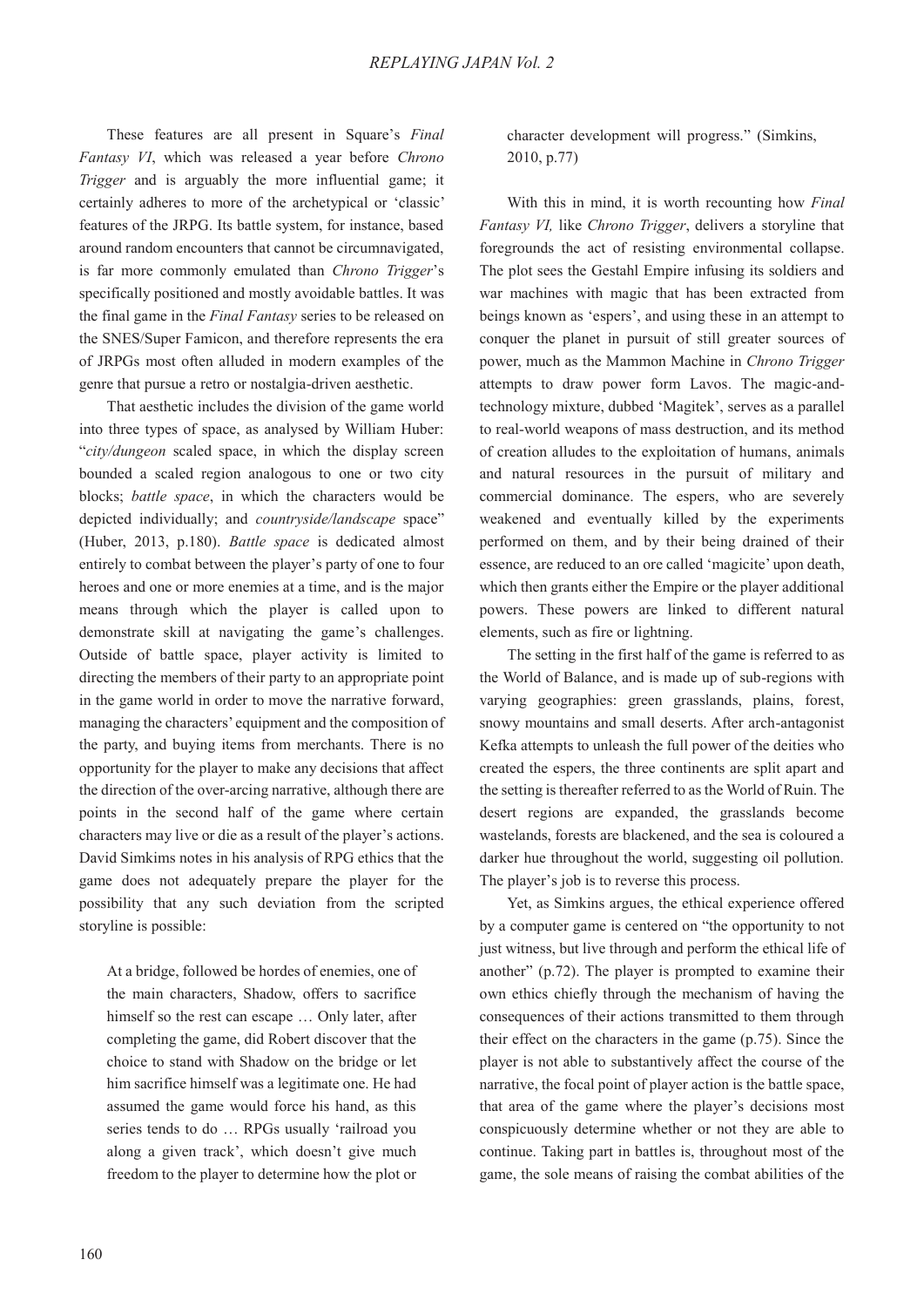These features are all present in Square's *Final Fantasy VI*, which was released a year before *Chrono Trigger* and is arguably the more influential game; it certainly adheres to more of the archetypical or 'classic' features of the JRPG. Its battle system, for instance, based around random encounters that cannot be circumnavigated, is far more commonly emulated than *Chrono Trigger*'s specifically positioned and mostly avoidable battles. It was the final game in the *Final Fantasy* series to be released on the SNES/Super Famicon, and therefore represents the era of JRPGs most often alluded in modern examples of the genre that pursue a retro or nostalgia-driven aesthetic.

That aesthetic includes the division of the game world into three types of space, as analysed by William Huber: "*city/dungeon* scaled space, in which the display screen bounded a scaled region analogous to one or two city blocks; *battle space*, in which the characters would be depicted individually; and *countryside/landscape* space" (Huber, 2013, p.180). *Battle space* is dedicated almost entirely to combat between the player's party of one to four heroes and one or more enemies at a time, and is the major means through which the player is called upon to demonstrate skill at navigating the game's challenges. Outside of battle space, player activity is limited to directing the members of their party to an appropriate point in the game world in order to move the narrative forward, managing the characters' equipment and the composition of the party, and buying items from merchants. There is no opportunity for the player to make any decisions that affect the direction of the over-arcing narrative, although there are points in the second half of the game where certain characters may live or die as a result of the player's actions. David Simkims notes in his analysis of RPG ethics that the game does not adequately prepare the player for the possibility that any such deviation from the scripted storyline is possible:

> At a bridge, followed be hordes of enemies, one of the main characters, Shadow, offers to sacrifice himself so the rest can escape … Only later, after completing the game, did Robert discover that the choice to stand with Shadow on the bridge or let him sacrifice himself was a legitimate one. He had assumed the game would force his hand, as this series tends to do … RPGs usually 'railroad you along a given track', which doesn't give much freedom to the player to determine how the plot or character development will progress." (Simkins, 2010, p.77)

With this in mind, it is worth recounting how *Final Fantasy VI,* like *Chrono Trigger*, delivers a storyline that foregrounds the act of resisting environmental collapse. The plot sees the Gestahl Empire infusing its soldiers and war machines with magic that has been extracted from beings known as 'espers', and using these in an attempt to conquer the planet in pursuit of still greater sources of power, much as the Mammon Machine in *Chrono Trigger* attempts to draw power form Lavos. The magic-and-technology mixture, dubbed 'Magitek', serves as a parallel to real-world weapons of mass destruction, and its method of creation alludes to the exploitation of humans, animals and natural resources in the pursuit of military and commercial dominance. The espers, who are severely weakened and eventually killed by the experiments performed on them, and by their being drained of their essence, are reduced to an ore called 'magicite' upon death, which then grants either the Empire or the player additional powers. These powers are linked to different natural elements, such as fire or lightning.

The setting in the first half of the game is referred to as the World of Balance, and is made up of sub-regions with varying geographies: green grasslands, plains, forest, snowy mountains and small deserts. After arch-antagonist Kefka attempts to unleash the full power of the deities who created the espers, the three continents are split apart and the setting is thereafter referred to as the World of Ruin. The desert regions are expanded, the grasslands become wastelands, forests are blackened, and the sea is coloured a darker hue throughout the world, suggesting oil pollution. The player's job is to reverse this process.

Yet, as Simkins argues, the ethical experience offered by a computer game is centered on "the opportunity to not just witness, but live through and perform the ethical life of another" (p.72). The player is prompted to examine their own ethics chiefly through the mechanism of having the consequences of their actions transmitted to them through their effect on the characters in the game (p.75). Since the player is not able to substantively affect the course of the narrative, the focal point of player action is the battle space, that area of the game where the player's decisions most conspicuously determine whether or not they are able to continue. Taking part in battles is, throughout most of the game, the sole means of raising the combat abilities of the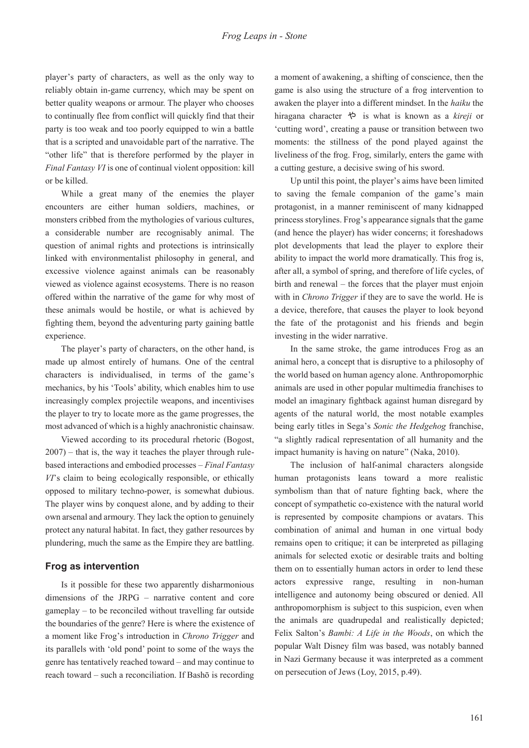player's party of characters, as well as the only way to reliably obtain in-game currency, which may be spent on better quality weapons or armour. The player who chooses to continually flee from conflict will quickly find that their party is too weak and too poorly equipped to win a battle that is a scripted and unavoidable part of the narrative. The "other life" that is therefore performed by the player in *Final Fantasy VI* is one of continual violent opposition: kill or be killed.

While a great many of the enemies the player encounters are either human soldiers, machines, or monsters cribbed from the mythologies of various cultures, a considerable number are recognisably animal. The question of animal rights and protections is intrinsically linked with environmentalist philosophy in general, and excessive violence against animals can be reasonably viewed as violence against ecosystems. There is no reason offered within the narrative of the game for why most of these animals would be hostile, or what is achieved by fighting them, beyond the adventuring party gaining battle experience.

The player's party of characters, on the other hand, is made up almost entirely of humans. One of the central characters is individualised, in terms of the game's mechanics, by his 'Tools' ability, which enables him to use increasingly complex projectile weapons, and incentivises the player to try to locate more as the game progresses, the most advanced of which is a highly anachronistic chainsaw.

Viewed according to its procedural rhetoric (Bogost, 2007) – that is, the way it teaches the player through rule-based interactions and embodied processes – *Final Fantasy VI*'s claim to being ecologically responsible, or ethically opposed to military techno-power, is somewhat dubious. The player wins by conquest alone, and by adding to their own arsenal and armoury. They lack the option to genuinely protect any natural habitat. In fact, they gather resources by plundering, much the same as the Empire they are battling.

## Frog as intervention

Is it possible for these two apparently disharmonious dimensions of the JRPG – narrative content and core gameplay – to be reconciled without travelling far outside the boundaries of the genre? Here is where the existence of a moment like Frog's introduction in *Chrono Trigger* and its parallels with 'old pond' point to some of the ways the genre has tentatively reached toward – and may continue to reach toward – such a reconciliation. If Bashō is recording a moment of awakening, a shifting of conscience, then the game is also using the structure of a frog intervention to awaken the player into a different mindset. In the *haiku* the hiragana character や is what is known as a *kireji* or 'cutting word', creating a pause or transition between two moments: the stillness of the pond played against the liveliness of the frog. Frog, similarly, enters the game with a cutting gesture, a decisive swing of his sword.

Up until this point, the player's aims have been limited to saving the female companion of the game's main protagonist, in a manner reminiscent of many kidnapped princess storylines. Frog's appearance signals that the game (and hence the player) has wider concerns; it foreshadows plot developments that lead the player to explore their ability to impact the world more dramatically. This frog is, after all, a symbol of spring, and therefore of life cycles, of birth and renewal – the forces that the player must enjoin with in *Chrono Trigger* if they are to save the world. He is a device, therefore, that causes the player to look beyond the fate of the protagonist and his friends and begin investing in the wider narrative.

In the same stroke, the game introduces Frog as an animal hero, a concept that is disruptive to a philosophy of the world based on human agency alone. Anthropomorphic animals are used in other popular multimedia franchises to model an imaginary fightback against human disregard by agents of the natural world, the most notable examples being early titles in Sega's *Sonic the Hedgehog* franchise, "a slightly radical representation of all humanity and the impact humanity is having on nature" (Naka, 2010).

The inclusion of half-animal characters alongside human protagonists leans toward a more realistic symbolism than that of nature fighting back, where the concept of sympathetic co-existence with the natural world is represented by composite champions or avatars. This combination of animal and human in one virtual body remains open to critique; it can be interpreted as pillaging animals for selected exotic or desirable traits and bolting them on to essentially human actors in order to lend these actors expressive range, resulting in non-human intelligence and autonomy being obscured or denied. All anthropomorphism is subject to this suspicion, even when the animals are quadrupedal and realistically depicted; Felix Salton's *Bambi: A Life in the Woods*, on which the popular Walt Disney film was based, was notably banned in Nazi Germany because it was interpreted as a comment on persecution of Jews (Loy, 2015, p.49).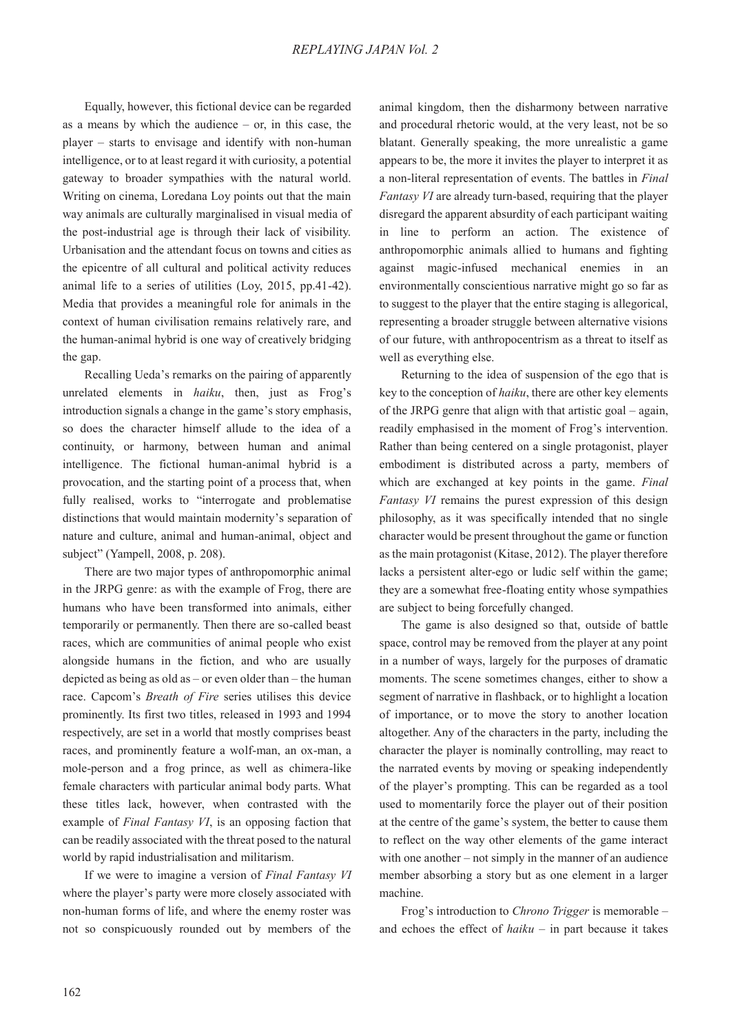Equally, however, this fictional device can be regarded as a means by which the audience – or, in this case, the player – starts to envisage and identify with non-human intelligence, or to at least regard it with curiosity, a potential gateway to broader sympathies with the natural world. Writing on cinema, Loredana Loy points out that the main way animals are culturally marginalised in visual media of the post-industrial age is through their lack of visibility. Urbanisation and the attendant focus on towns and cities as the epicentre of all cultural and political activity reduces animal life to a series of utilities (Loy, 2015, pp.41-42). Media that provides a meaningful role for animals in the context of human civilisation remains relatively rare, and the human-animal hybrid is one way of creatively bridging the gap.

Recalling Ueda's remarks on the pairing of apparently unrelated elements in *haiku*, then, just as Frog's introduction signals a change in the game's story emphasis, so does the character himself allude to the idea of a continuity, or harmony, between human and animal intelligence. The fictional human-animal hybrid is a provocation, and the starting point of a process that, when fully realised, works to "interrogate and problematise distinctions that would maintain modernity's separation of nature and culture, animal and human-animal, object and subject" (Yampell, 2008, p. 208).

There are two major types of anthropomorphic animal in the JRPG genre: as with the example of Frog, there are humans who have been transformed into animals, either temporarily or permanently. Then there are so-called beast races, which are communities of animal people who exist alongside humans in the fiction, and who are usually depicted as being as old as – or even older than – the human race. Capcom's *Breath of Fire* series utilises this device prominently. Its first two titles, released in 1993 and 1994 respectively, are set in a world that mostly comprises beast races, and prominently feature a wolf-man, an ox-man, a mole-person and a frog prince, as well as chimera-like female characters with particular animal body parts. What these titles lack, however, when contrasted with the example of *Final Fantasy VI*, is an opposing faction that can be readily associated with the threat posed to the natural world by rapid industrialisation and militarism.

If we were to imagine a version of *Final Fantasy VI* where the player's party were more closely associated with non-human forms of life, and where the enemy roster was not so conspicuously rounded out by members of the animal kingdom, then the disharmony between narrative and procedural rhetoric would, at the very least, not be so blatant. Generally speaking, the more unrealistic a game appears to be, the more it invites the player to interpret it as a non-literal representation of events. The battles in *Final Fantasy VI* are already turn-based, requiring that the player disregard the apparent absurdity of each participant waiting in line to perform an action. The existence of anthropomorphic animals allied to humans and fighting against magic-infused mechanical enemies in an environmentally conscientious narrative might go so far as to suggest to the player that the entire staging is allegorical, representing a broader struggle between alternative visions of our future, with anthropocentrism as a threat to itself as well as everything else.

Returning to the idea of suspension of the ego that is key to the conception of *haiku*, there are other key elements of the JRPG genre that align with that artistic goal – again, readily emphasised in the moment of Frog's intervention. Rather than being centered on a single protagonist, player embodiment is distributed across a party, members of which are exchanged at key points in the game. *Final Fantasy VI* remains the purest expression of this design philosophy, as it was specifically intended that no single character would be present throughout the game or function as the main protagonist (Kitase, 2012). The player therefore lacks a persistent alter-ego or ludic self within the game; they are a somewhat free-floating entity whose sympathies are subject to being forcefully changed.

The game is also designed so that, outside of battle space, control may be removed from the player at any point in a number of ways, largely for the purposes of dramatic moments. The scene sometimes changes, either to show a segment of narrative in flashback, or to highlight a location of importance, or to move the story to another location altogether. Any of the characters in the party, including the character the player is nominally controlling, may react to the narrated events by moving or speaking independently of the player's prompting. This can be regarded as a tool used to momentarily force the player out of their position at the centre of the game's system, the better to cause them to reflect on the way other elements of the game interact with one another – not simply in the manner of an audience member absorbing a story but as one element in a larger machine.

Frog's introduction to *Chrono Trigger* is memorable – and echoes the effect of *haiku* – in part because it takes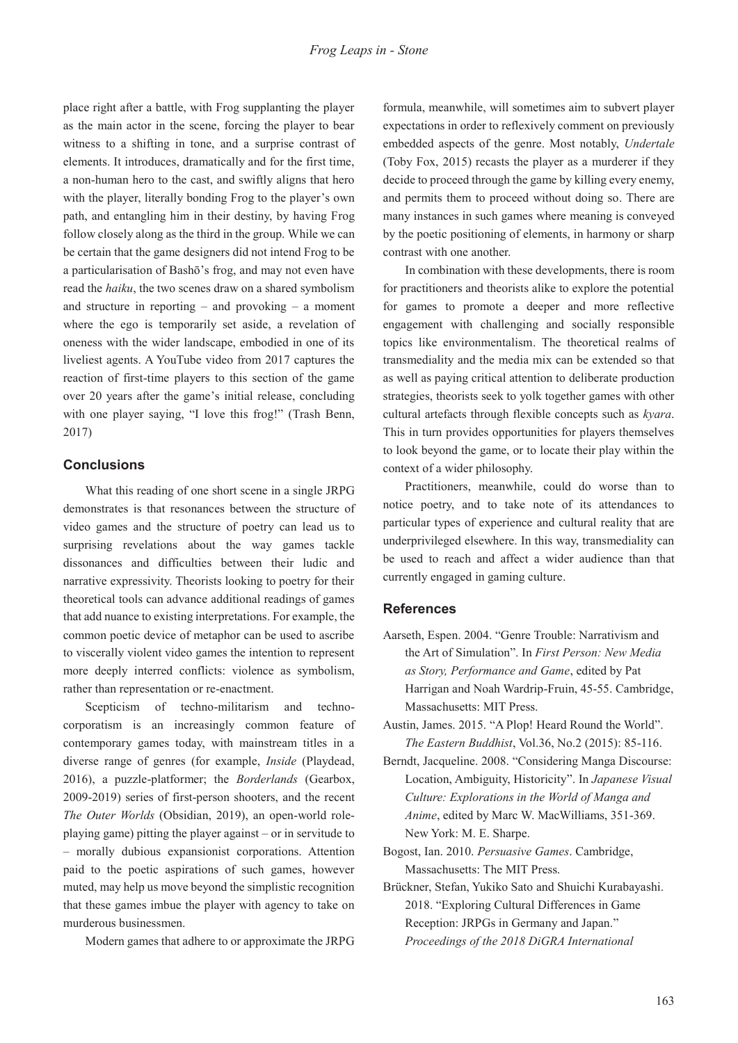place right after a battle, with Frog supplanting the player as the main actor in the scene, forcing the player to bear witness to a shifting in tone, and a surprise contrast of elements. It introduces, dramatically and for the first time, a non-human hero to the cast, and swiftly aligns that hero with the player, literally bonding Frog to the player's own path, and entangling him in their destiny, by having Frog follow closely along as the third in the group. While we can be certain that the game designers did not intend Frog to be a particularisation of Bashō's frog, and may not even have read the *haiku*, the two scenes draw on a shared symbolism and structure in reporting – and provoking – a moment where the ego is temporarily set aside, a revelation of oneness with the wider landscape, embodied in one of its liveliest agents. A YouTube video from 2017 captures the reaction of first-time players to this section of the game over 20 years after the game's initial release, concluding with one player saying, "I love this frog!" (Trash Benn, 2017)

## Conclusions

What this reading of one short scene in a single JRPG demonstrates is that resonances between the structure of video games and the structure of poetry can lead us to surprising revelations about the way games tackle dissonances and difficulties between their ludic and narrative expressivity. Theorists looking to poetry for their theoretical tools can advance additional readings of games that add nuance to existing interpretations. For example, the common poetic device of metaphor can be used to ascribe to viscerally violent video games the intention to represent more deeply interred conflicts: violence as symbolism, rather than representation or re-enactment.

Scepticism of techno-militarism and techno-corporatism is an increasingly common feature of contemporary games today, with mainstream titles in a diverse range of genres (for example, *Inside* (Playdead, 2016), a puzzle-platformer; the *Borderlands* (Gearbox, 2009-2019) series of first-person shooters, and the recent *The Outer Worlds* (Obsidian, 2019), an open-world role-playing game) pitting the player against – or in servitude to – morally dubious expansionist corporations. Attention paid to the poetic aspirations of such games, however muted, may help us move beyond the simplistic recognition that these games imbue the player with agency to take on murderous businessmen.

Modern games that adhere to or approximate the JRPG formula, meanwhile, will sometimes aim to subvert player expectations in order to reflexively comment on previously embedded aspects of the genre. Most notably, *Undertale* (Toby Fox, 2015) recasts the player as a murderer if they decide to proceed through the game by killing every enemy, and permits them to proceed without doing so. There are many instances in such games where meaning is conveyed by the poetic positioning of elements, in harmony or sharp contrast with one another.

In combination with these developments, there is room for practitioners and theorists alike to explore the potential for games to promote a deeper and more reflective engagement with challenging and socially responsible topics like environmentalism. The theoretical realms of transmediality and the media mix can be extended so that as well as paying critical attention to deliberate production strategies, theorists seek to yolk together games with other cultural artefacts through flexible concepts such as *kyara*. This in turn provides opportunities for players themselves to look beyond the game, or to locate their play within the context of a wider philosophy.

Practitioners, meanwhile, could do worse than to notice poetry, and to take note of its attendances to particular types of experience and cultural reality that are underprivileged elsewhere. In this way, transmediality can be used to reach and affect a wider audience than that currently engaged in gaming culture.

## References

Aarseth, Espen. 2004. "Genre Trouble: Narrativism and the Art of Simulation". In *First Person: New Media as Story, Performance and Game*, edited by Pat Harrigan and Noah Wardrip-Fruin, 45-55. Cambridge, Massachusetts: MIT Press.

Austin, James. 2015. "A Plop! Heard Round the World". *The Eastern Buddhist*, Vol.36, No.2 (2015): 85-116.

Berndt, Jacqueline. 2008. "Considering Manga Discourse: Location, Ambiguity, Historicity". In *Japanese Visual Culture: Explorations in the World of Manga and Anime*, edited by Marc W. MacWilliams, 351-369. New York: M. E. Sharpe.

Bogost, Ian. 2010. *Persuasive Games*. Cambridge, Massachusetts: The MIT Press.

Brückner, Stefan, Yukiko Sato and Shuichi Kurabayashi. 2018. "Exploring Cultural Differences in Game Reception: JRPGs in Germany and Japan." *Proceedings of the 2018 DiGRA International*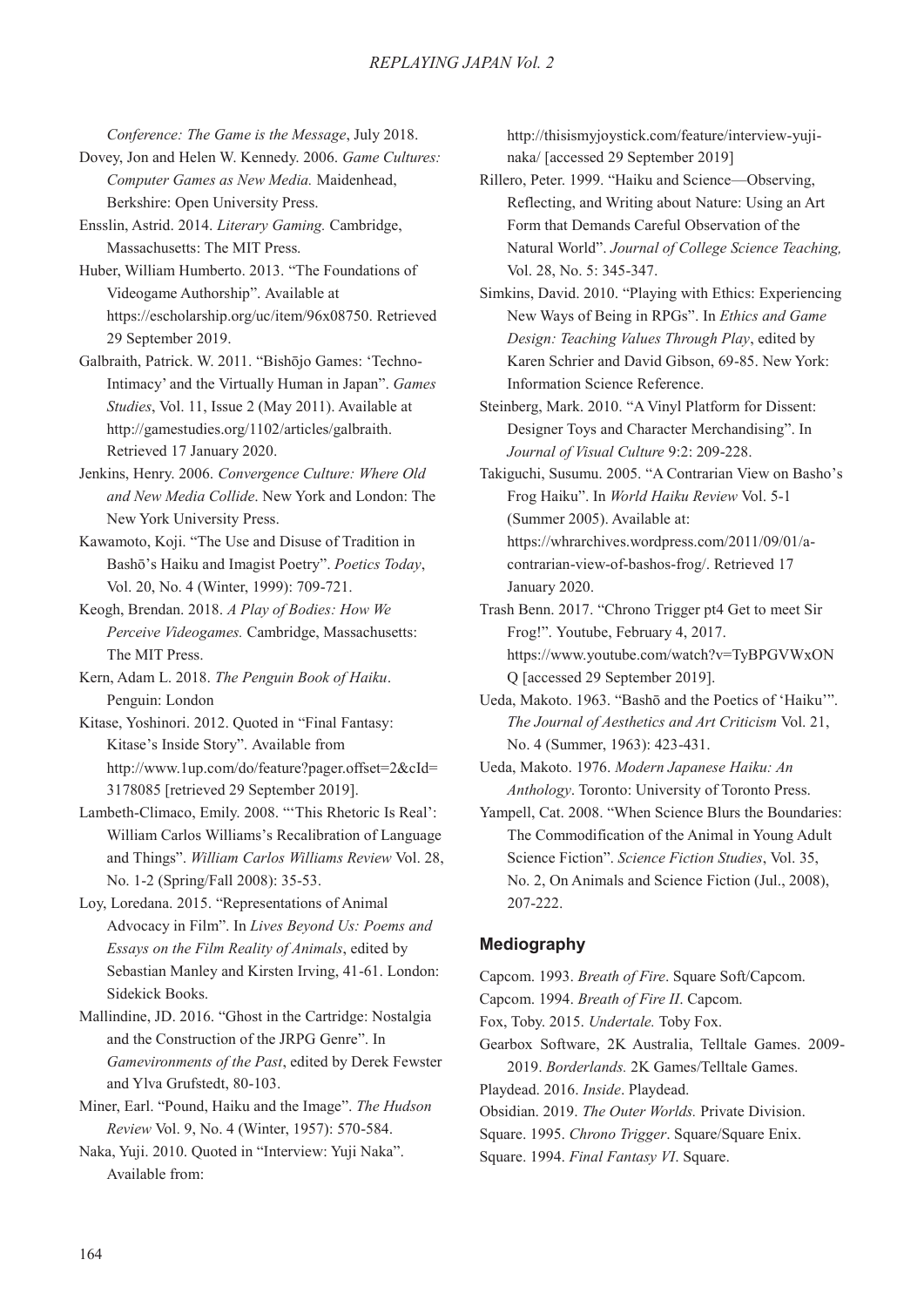*Conference: The Game is the Message*, July 2018.

Dovey, Jon and Helen W. Kennedy. 2006. *Game Cultures: Computer Games as New Media.* Maidenhead, Berkshire: Open University Press.

Ensslin, Astrid. 2014. *Literary Gaming.* Cambridge, Massachusetts: The MIT Press.

Huber, William Humberto. 2013. "The Foundations of Videogame Authorship". Available at https://escholarship.org/uc/item/96x08750. Retrieved 29 September 2019.

Galbraith, Patrick. W. 2011. "Bishōjo Games: 'Techno-Intimacy' and the Virtually Human in Japan". *Games Studies*, Vol. 11, Issue 2 (May 2011). Available at http://gamestudies.org/1102/articles/galbraith. Retrieved 17 January 2020.

Jenkins, Henry. 2006. *Convergence Culture: Where Old and New Media Collide*. New York and London: The New York University Press.

Kawamoto, Koji. "The Use and Disuse of Tradition in Bashō's Haiku and Imagist Poetry". *Poetics Today*, Vol. 20, No. 4 (Winter, 1999): 709-721.

Keogh, Brendan. 2018. *A Play of Bodies: How We Perceive Videogames.* Cambridge, Massachusetts: The MIT Press.

Kern, Adam L. 2018. *The Penguin Book of Haiku*. Penguin: London

Kitase, Yoshinori. 2012. Quoted in "Final Fantasy: Kitase's Inside Story". Available from http://www.1up.com/do/feature?pager.offset=2&cId=3178085 [retrieved 29 September 2019].

Lambeth-Climaco, Emily. 2008. "'This Rhetoric Is Real': William Carlos Williams's Recalibration of Language and Things". *William Carlos Williams Review* Vol. 28, No. 1-2 (Spring/Fall 2008): 35-53.

Loy, Loredana. 2015. "Representations of Animal Advocacy in Film". In *Lives Beyond Us: Poems and Essays on the Film Reality of Animals*, edited by Sebastian Manley and Kirsten Irving, 41-61. London: Sidekick Books.

Mallindine, JD. 2016. "Ghost in the Cartridge: Nostalgia and the Construction of the JRPG Genre". In *Gamevironments of the Past*, edited by Derek Fewster and Ylva Grufstedt, 80-103.

Miner, Earl. "Pound, Haiku and the Image". *The Hudson Review* Vol. 9, No. 4 (Winter, 1957): 570-584.

Naka, Yuji. 2010. Quoted in "Interview: Yuji Naka". Available from: http://thisismyjoystick.com/feature/interview-yuji-naka/ [accessed 29 September 2019]

Rillero, Peter. 1999. "Haiku and Science—Observing, Reflecting, and Writing about Nature: Using an Art Form that Demands Careful Observation of the Natural World". *Journal of College Science Teaching,* Vol. 28, No. 5: 345-347.

Simkins, David. 2010. "Playing with Ethics: Experiencing New Ways of Being in RPGs". In *Ethics and Game Design: Teaching Values Through Play*, edited by Karen Schrier and David Gibson, 69-85. New York: Information Science Reference.

Steinberg, Mark. 2010. "A Vinyl Platform for Dissent: Designer Toys and Character Merchandising". In *Journal of Visual Culture* 9:2: 209-228.

Takiguchi, Susumu. 2005. "A Contrarian View on Basho's Frog Haiku". In *World Haiku Review* Vol. 5-1 (Summer 2005). Available at: https://whrarchives.wordpress.com/2011/09/01/a-contrarian-view-of-bashos-frog/. Retrieved 17 January 2020.

Trash Benn. 2017. "Chrono Trigger pt4 Get to meet Sir Frog!". Youtube, February 4, 2017. https://www.youtube.com/watch?v=TyBPGVWxONQ [accessed 29 September 2019].

Ueda, Makoto. 1963. "Bashō and the Poetics of 'Haiku'". *The Journal of Aesthetics and Art Criticism* Vol. 21, No. 4 (Summer, 1963): 423-431.

Ueda, Makoto. 1976. *Modern Japanese Haiku: An Anthology*. Toronto: University of Toronto Press.

Yampell, Cat. 2008. "When Science Blurs the Boundaries: The Commodification of the Animal in Young Adult Science Fiction". *Science Fiction Studies*, Vol. 35, No. 2, On Animals and Science Fiction (Jul., 2008), 207-222.

### Mediography

Capcom. 1993. *Breath of Fire*. Square Soft/Capcom.

Capcom. 1994. *Breath of Fire II*. Capcom.

Fox, Toby. 2015. *Undertale.* Toby Fox.

Gearbox Software, 2K Australia, Telltale Games. 2009-2019. *Borderlands.* 2K Games/Telltale Games.

Playdead. 2016. *Inside*. Playdead.

Obsidian. 2019. *The Outer Worlds.* Private Division.

Square. 1995. *Chrono Trigger*. Square/Square Enix.

Square. 1994. *Final Fantasy VI*. Square.